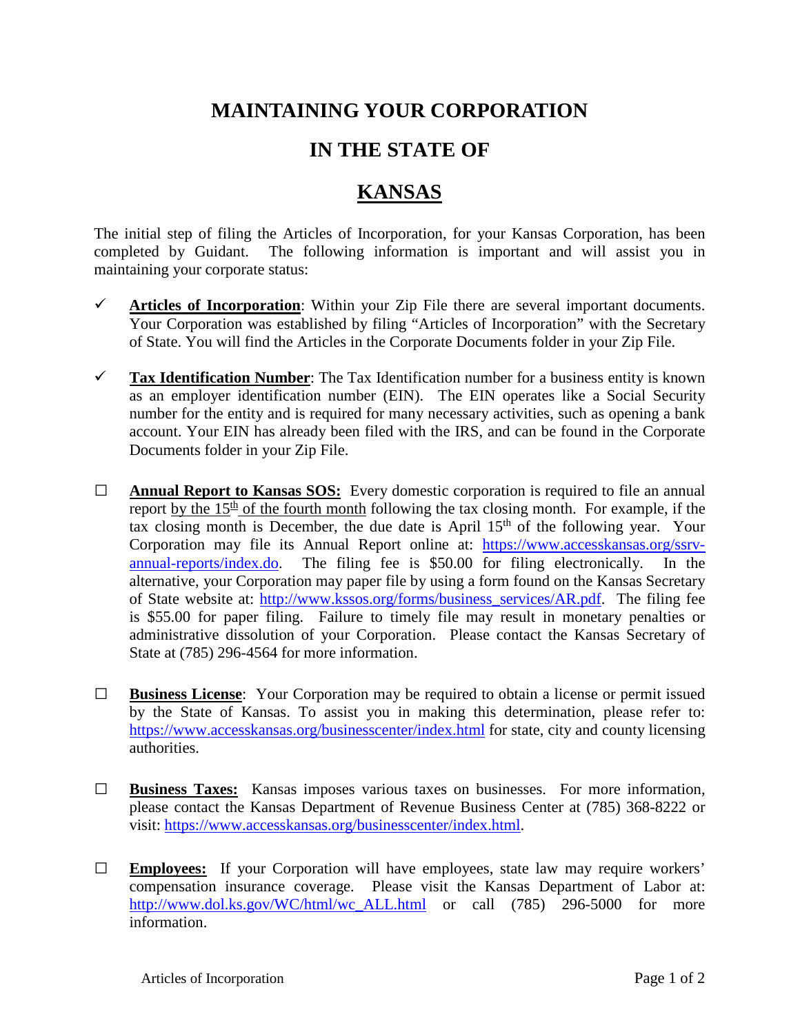# MAINTAINING YOUR CORPORATION

# IN THE STATE OF

# KANSAS

The initial step of filing the Articles of Incorporation, for your Kansas Corporation, has been completed by Guidant. The following information is important and will assist you in maintaining your corporate status:

- ✓ **Articles of Incorporation**: Within your Zip File there are several important documents. Your Corporation was established by filing "Articles of Incorporation" with the Secretary of State. You will find the Articles in the Corporate Documents folder in your Zip File.

- ✓ **Tax Identification Number**: The Tax Identification number for a business entity is known as an employer identification number (EIN). The EIN operates like a Social Security number for the entity and is required for many necessary activities, such as opening a bank account. Your EIN has already been filed with the IRS, and can be found in the Corporate Documents folder in your Zip File.

- ☐ **Annual Report to Kansas SOS:** Every domestic corporation is required to file an annual report by the 15th of the fourth month following the tax closing month. For example, if the tax closing month is December, the due date is April 15th of the following year. Your Corporation may file its Annual Report online at: https://www.accesskansas.org/ssrv-annual-reports/index.do. The filing fee is $50.00 for filing electronically. In the alternative, your Corporation may paper file by using a form found on the Kansas Secretary of State website at: http://www.kssos.org/forms/business_services/AR.pdf. The filing fee is $55.00 for paper filing. Failure to timely file may result in monetary penalties or administrative dissolution of your Corporation. Please contact the Kansas Secretary of State at (785) 296-4564 for more information.

- ☐ **Business License**: Your Corporation may be required to obtain a license or permit issued by the State of Kansas. To assist you in making this determination, please refer to: https://www.accesskansas.org/businesscenter/index.html for state, city and county licensing authorities.

- ☐ **Business Taxes:** Kansas imposes various taxes on businesses. For more information, please contact the Kansas Department of Revenue Business Center at (785) 368-8222 or visit: https://www.accesskansas.org/businesscenter/index.html.

- ☐ **Employees:** If your Corporation will have employees, state law may require workers' compensation insurance coverage. Please visit the Kansas Department of Labor at: http://www.dol.ks.gov/WC/html/wc_ALL.html or call (785) 296-5000 for more information.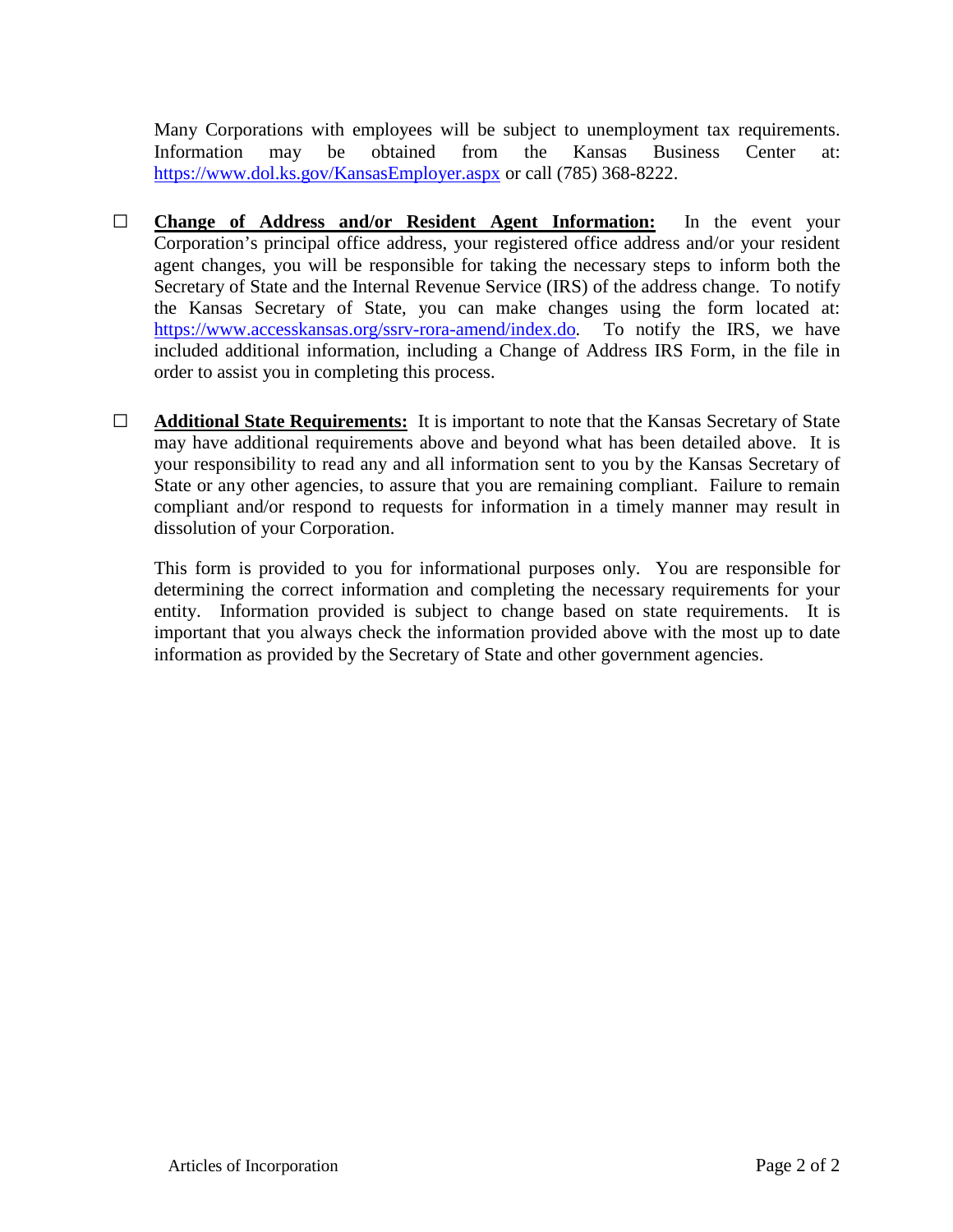Many Corporations with employees will be subject to unemployment tax requirements. Information may be obtained from the Kansas Business Center at: https://www.dol.ks.gov/KansasEmployer.aspx or call (785) 368-8222.

☐ **Change of Address and/or Resident Agent Information:** In the event your Corporation's principal office address, your registered office address and/or your resident agent changes, you will be responsible for taking the necessary steps to inform both the Secretary of State and the Internal Revenue Service (IRS) of the address change. To notify the Kansas Secretary of State, you can make changes using the form located at: https://www.accesskansas.org/ssrv-rora-amend/index.do. To notify the IRS, we have included additional information, including a Change of Address IRS Form, in the file in order to assist you in completing this process.

☐ **Additional State Requirements:** It is important to note that the Kansas Secretary of State may have additional requirements above and beyond what has been detailed above. It is your responsibility to read any and all information sent to you by the Kansas Secretary of State or any other agencies, to assure that you are remaining compliant. Failure to remain compliant and/or respond to requests for information in a timely manner may result in dissolution of your Corporation.

This form is provided to you for informational purposes only. You are responsible for determining the correct information and completing the necessary requirements for your entity. Information provided is subject to change based on state requirements. It is important that you always check the information provided above with the most up to date information as provided by the Secretary of State and other government agencies.